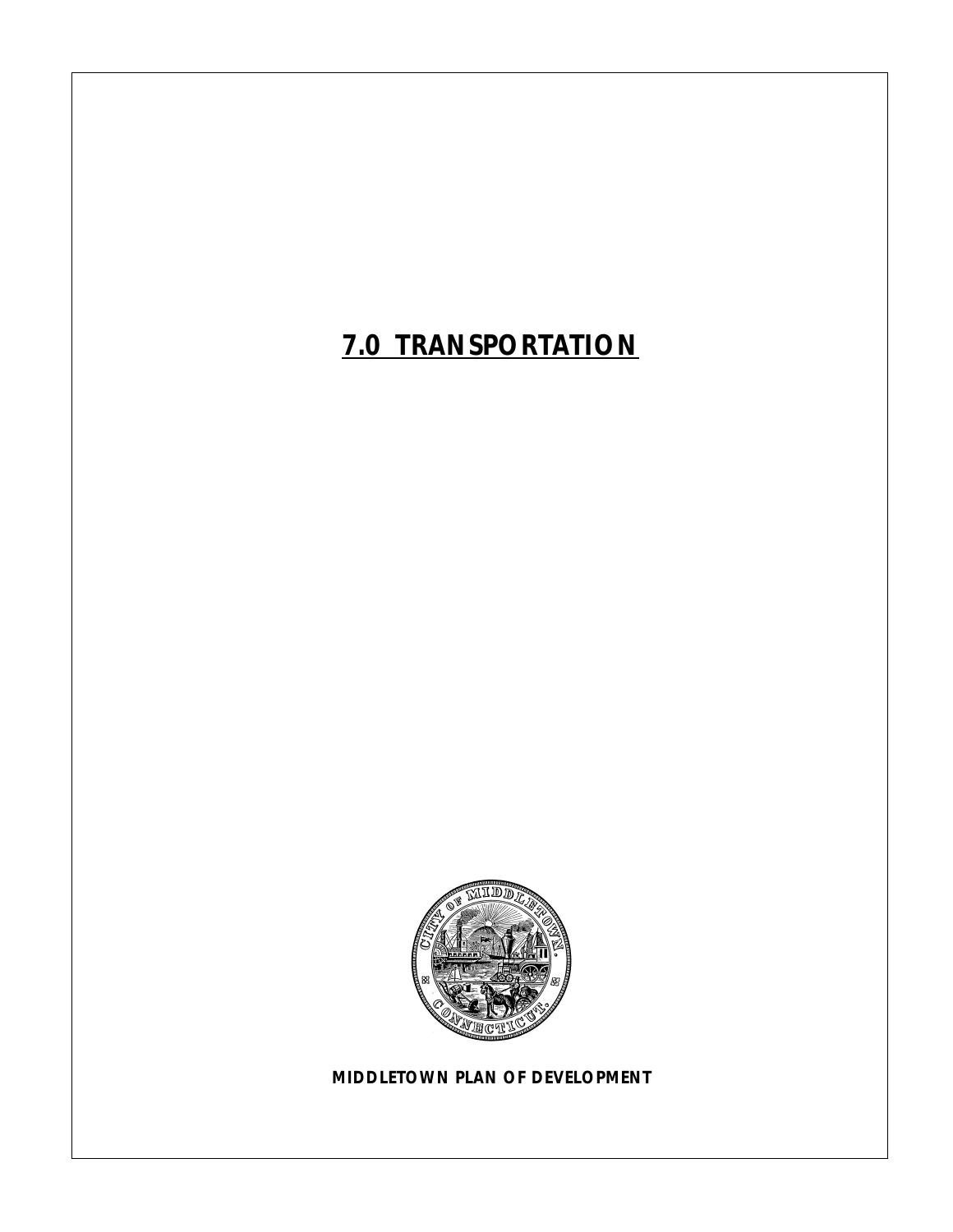# 7.0 TRANSPORTATION

**MIDDLETOWN PLAN OF DEVELOPMENT**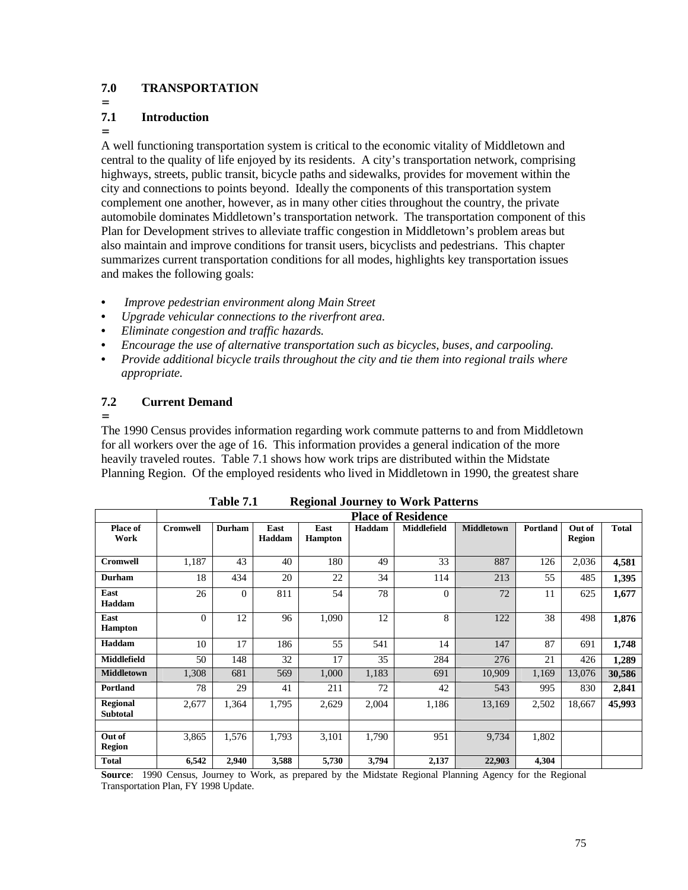## 7.0 TRANSPORTATION

### 7.1 Introduction

A well functioning transportation system is critical to the economic vitality of Middletown and central to the quality of life enjoyed by its residents. A city's transportation network, comprising highways, streets, public transit, bicycle paths and sidewalks, provides for movement within the city and connections to points beyond. Ideally the components of this transportation system complement one another, however, as in many other cities throughout the country, the private automobile dominates Middletown's transportation network. The transportation component of this Plan for Development strives to alleviate traffic congestion in Middletown's problem areas but also maintain and improve conditions for transit users, bicyclists and pedestrians. This chapter summarizes current transportation conditions for all modes, highlights key transportation issues and makes the following goals:

- *Improve pedestrian environment along Main Street*
- *Upgrade vehicular connections to the riverfront area.*
- *Eliminate congestion and traffic hazards.*
- *Encourage the use of alternative transportation such as bicycles, buses, and carpooling.*
- *Provide additional bicycle trails throughout the city and tie them into regional trails where appropriate.*

### 7.2 Current Demand

The 1990 Census provides information regarding work commute patterns to and from Middletown for all workers over the age of 16. This information provides a general indication of the more heavily traveled routes. Table 7.1 shows how work trips are distributed within the Midstate Planning Region. Of the employed residents who lived in Middletown in 1990, the greatest share

**Table 7.1 Regional Journey to Work Patterns**

| | Place of Residence | | | | | | | | | |
|---|---|---|---|---|---|---|---|---|---|---|
| **Place of Work** | **Cromwell** | **Durham** | **East Haddam** | **East Hampton** | **Haddam** | **Middlefield** | **Middletown** | **Portland** | **Out of Region** | **Total** |
| **Cromwell** | 1,187 | 43 | 40 | 180 | 49 | 33 | 887 | 126 | 2,036 | **4,581** |
| **Durham** | 18 | 434 | 20 | 22 | 34 | 114 | 213 | 55 | 485 | **1,395** |
| **East Haddam** | 26 | 0 | 811 | 54 | 78 | 0 | 72 | 11 | 625 | **1,677** |
| **East Hampton** | 0 | 12 | 96 | 1,090 | 12 | 8 | 122 | 38 | 498 | **1,876** |
| **Haddam** | 10 | 17 | 186 | 55 | 541 | 14 | 147 | 87 | 691 | **1,748** |
| **Middlefield** | 50 | 148 | 32 | 17 | 35 | 284 | 276 | 21 | 426 | **1,289** |
| **Middletown** | 1,308 | 681 | 569 | 1,000 | 1,183 | 691 | 10,909 | 1,169 | 13,076 | **30,586** |
| **Portland** | 78 | 29 | 41 | 211 | 72 | 42 | 543 | 995 | 830 | **2,841** |
| **Regional Subtotal** | 2,677 | 1,364 | 1,795 | 2,629 | 2,004 | 1,186 | 13,169 | 2,502 | 18,667 | **45,993** |
| | | | | | | | | | | |
| **Out of Region** | 3,865 | 1,576 | 1,793 | 3,101 | 1,790 | 951 | 9,734 | 1,802 | | |
| **Total** | **6,542** | **2,940** | **3,588** | **5,730** | **3,794** | **2,137** | **22,903** | **4,304** | | |

**Source**: 1990 Census, Journey to Work, as prepared by the Midstate Regional Planning Agency for the Regional Transportation Plan, FY 1998 Update.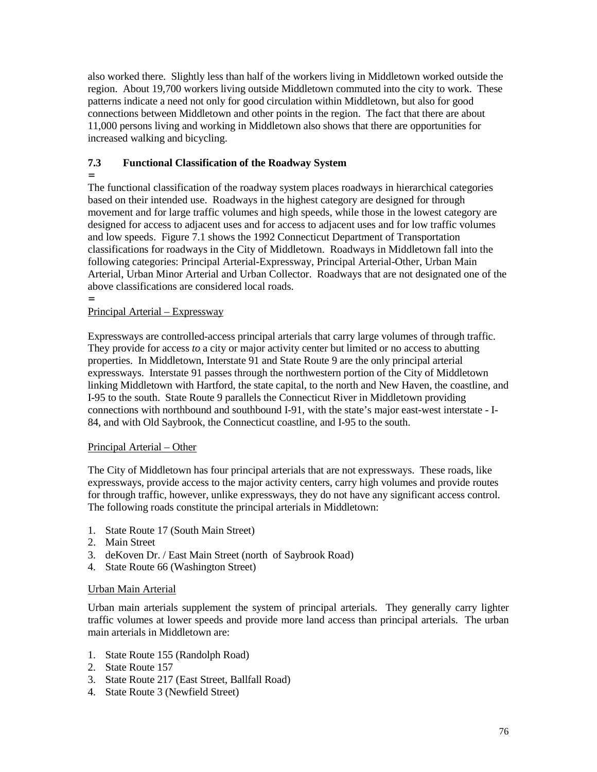also worked there. Slightly less than half of the workers living in Middletown worked outside the region. About 19,700 workers living outside Middletown commuted into the city to work. These patterns indicate a need not only for good circulation within Middletown, but also for good connections between Middletown and other points in the region. The fact that there are about 11,000 persons living and working in Middletown also shows that there are opportunities for increased walking and bicycling.

## 7.3 Functional Classification of the Roadway System

The functional classification of the roadway system places roadways in hierarchical categories based on their intended use. Roadways in the highest category are designed for through movement and for large traffic volumes and high speeds, while those in the lowest category are designed for access to adjacent uses and for access to adjacent uses and for low traffic volumes and low speeds. Figure 7.1 shows the 1992 Connecticut Department of Transportation classifications for roadways in the City of Middletown. Roadways in Middletown fall into the following categories: Principal Arterial-Expressway, Principal Arterial-Other, Urban Main Arterial, Urban Minor Arterial and Urban Collector. Roadways that are not designated one of the above classifications are considered local roads.

Principal Arterial – Expressway

Expressways are controlled-access principal arterials that carry large volumes of through traffic. They provide for access *to* a city or major activity center but limited or no access to abutting properties. In Middletown, Interstate 91 and State Route 9 are the only principal arterial expressways. Interstate 91 passes through the northwestern portion of the City of Middletown linking Middletown with Hartford, the state capital, to the north and New Haven, the coastline, and I-95 to the south. State Route 9 parallels the Connecticut River in Middletown providing connections with northbound and southbound I-91, with the state's major east-west interstate - I-84, and with Old Saybrook, the Connecticut coastline, and I-95 to the south.

Principal Arterial – Other

The City of Middletown has four principal arterials that are not expressways. These roads, like expressways, provide access to the major activity centers, carry high volumes and provide routes for through traffic, however, unlike expressways, they do not have any significant access control. The following roads constitute the principal arterials in Middletown:

1. State Route 17 (South Main Street)
2. Main Street
3. deKoven Dr. / East Main Street (north of Saybrook Road)
4. State Route 66 (Washington Street)

Urban Main Arterial

Urban main arterials supplement the system of principal arterials. They generally carry lighter traffic volumes at lower speeds and provide more land access than principal arterials. The urban main arterials in Middletown are:

1. State Route 155 (Randolph Road)
2. State Route 157
3. State Route 217 (East Street, Ballfall Road)
4. State Route 3 (Newfield Street)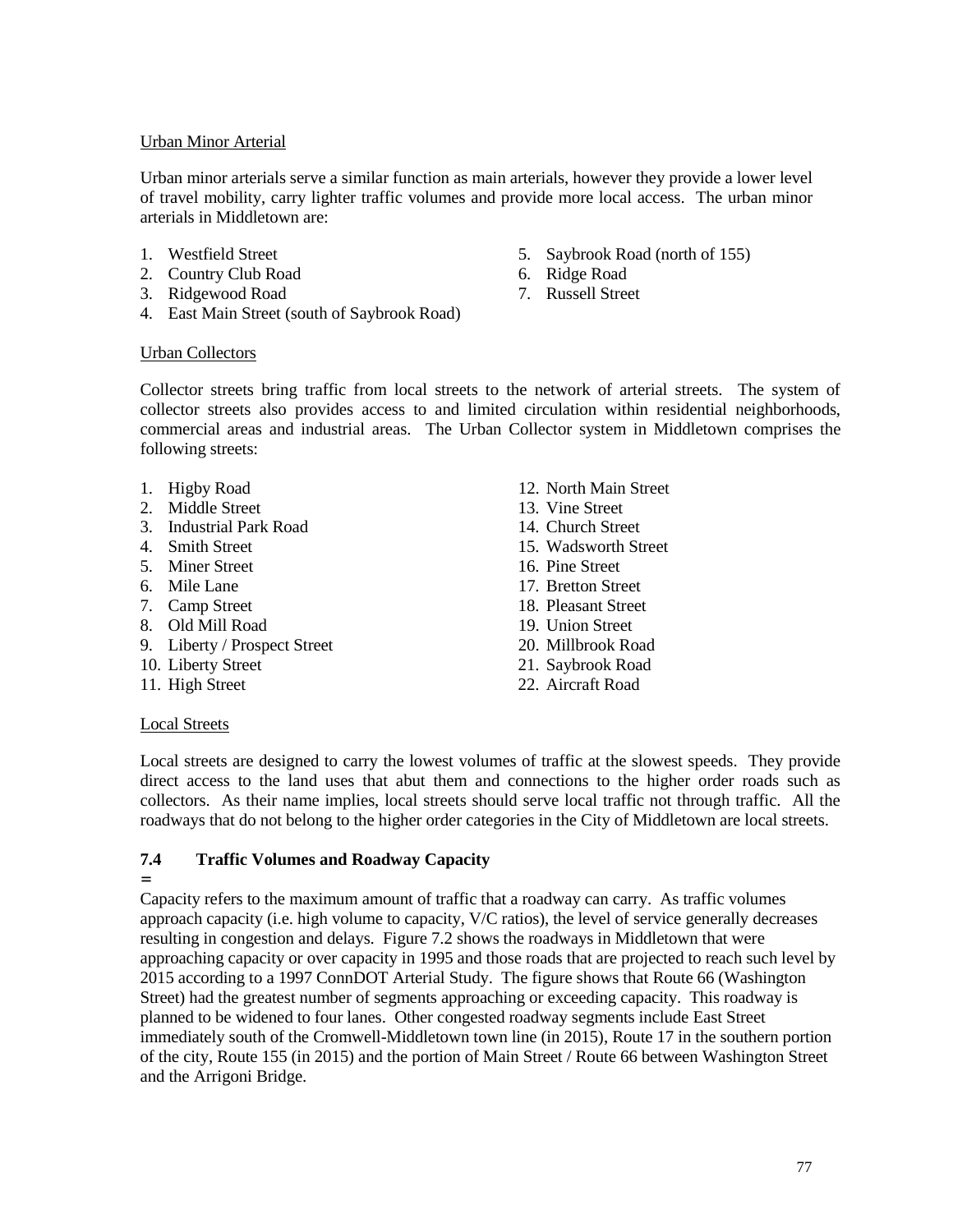Urban Minor Arterial

Urban minor arterials serve a similar function as main arterials, however they provide a lower level of travel mobility, carry lighter traffic volumes and provide more local access. The urban minor arterials in Middletown are:

1. Westfield Street
2. Country Club Road
3. Ridgewood Road
4. East Main Street (south of Saybrook Road)
5. Saybrook Road (north of 155)
6. Ridge Road
7. Russell Street

Urban Collectors

Collector streets bring traffic from local streets to the network of arterial streets. The system of collector streets also provides access to and limited circulation within residential neighborhoods, commercial areas and industrial areas. The Urban Collector system in Middletown comprises the following streets:

1. Higby Road
2. Middle Street
3. Industrial Park Road
4. Smith Street
5. Miner Street
6. Mile Lane
7. Camp Street
8. Old Mill Road
9. Liberty / Prospect Street
10. Liberty Street
11. High Street
12. North Main Street
13. Vine Street
14. Church Street
15. Wadsworth Street
16. Pine Street
17. Bretton Street
18. Pleasant Street
19. Union Street
20. Millbrook Road
21. Saybrook Road
22. Aircraft Road

Local Streets

Local streets are designed to carry the lowest volumes of traffic at the slowest speeds. They provide direct access to the land uses that abut them and connections to the higher order roads such as collectors. As their name implies, local streets should serve local traffic not through traffic. All the roadways that do not belong to the higher order categories in the City of Middletown are local streets.

## 7.4 Traffic Volumes and Roadway Capacity

Capacity refers to the maximum amount of traffic that a roadway can carry. As traffic volumes approach capacity (i.e. high volume to capacity, V/C ratios), the level of service generally decreases resulting in congestion and delays. Figure 7.2 shows the roadways in Middletown that were approaching capacity or over capacity in 1995 and those roads that are projected to reach such level by 2015 according to a 1997 ConnDOT Arterial Study. The figure shows that Route 66 (Washington Street) had the greatest number of segments approaching or exceeding capacity. This roadway is planned to be widened to four lanes. Other congested roadway segments include East Street immediately south of the Cromwell-Middletown town line (in 2015), Route 17 in the southern portion of the city, Route 155 (in 2015) and the portion of Main Street / Route 66 between Washington Street and the Arrigoni Bridge.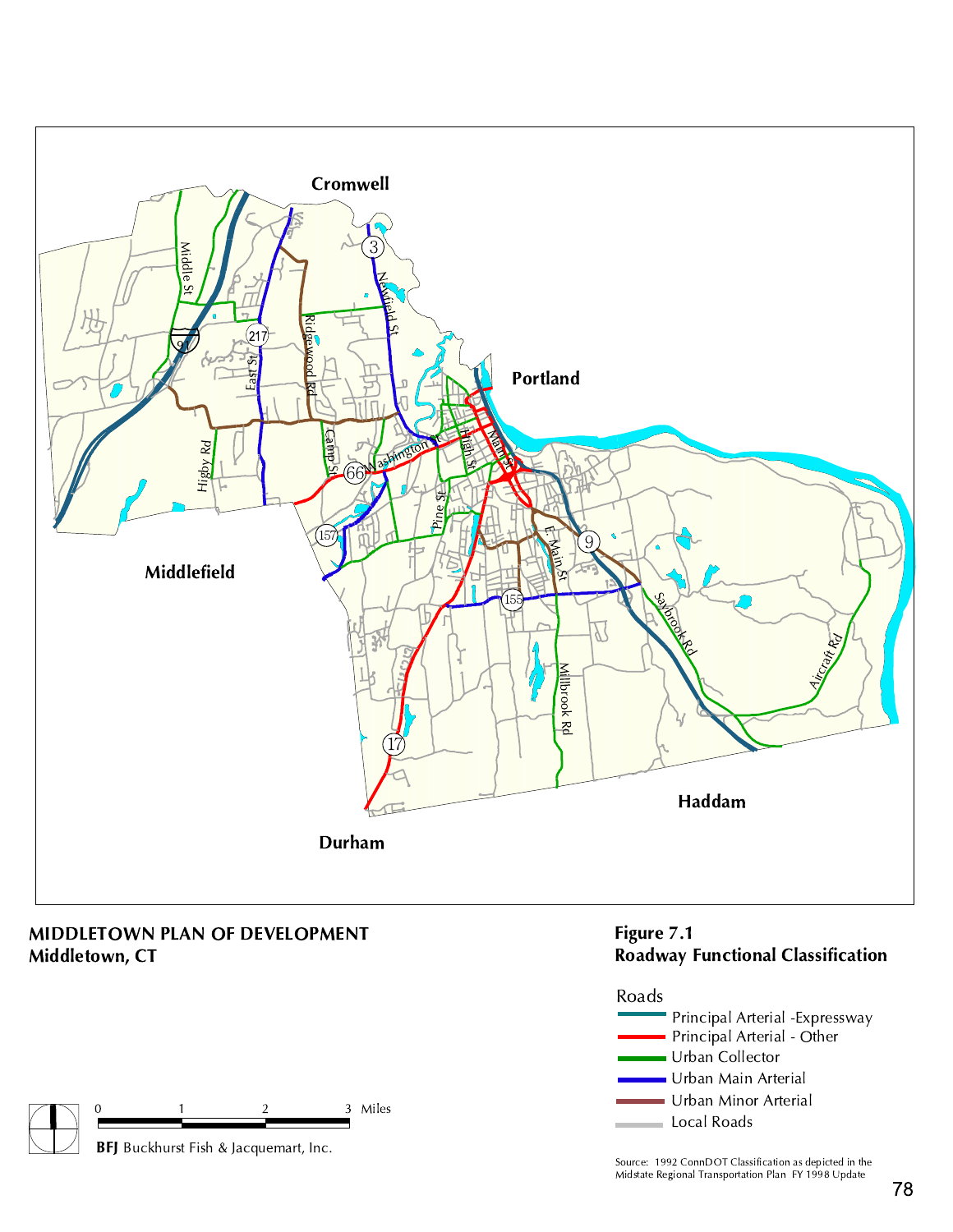**MIDDLETOWN PLAN OF DEVELOPMENT**
**Middletown, CT**

**Figure 7.1**
**Roadway Functional Classification**

Roads

- Principal Arterial -Expressway
- Principal Arterial - Other
- Urban Collector
- Urban Main Arterial
- Urban Minor Arterial
- Local Roads

0 1 2 3 Miles

**BFJ** Buckhurst Fish & Jacquemart, Inc.

Source: 1992 ConnDOT Classification as depicted in the Midstate Regional Transportation Plan FY 1998 Update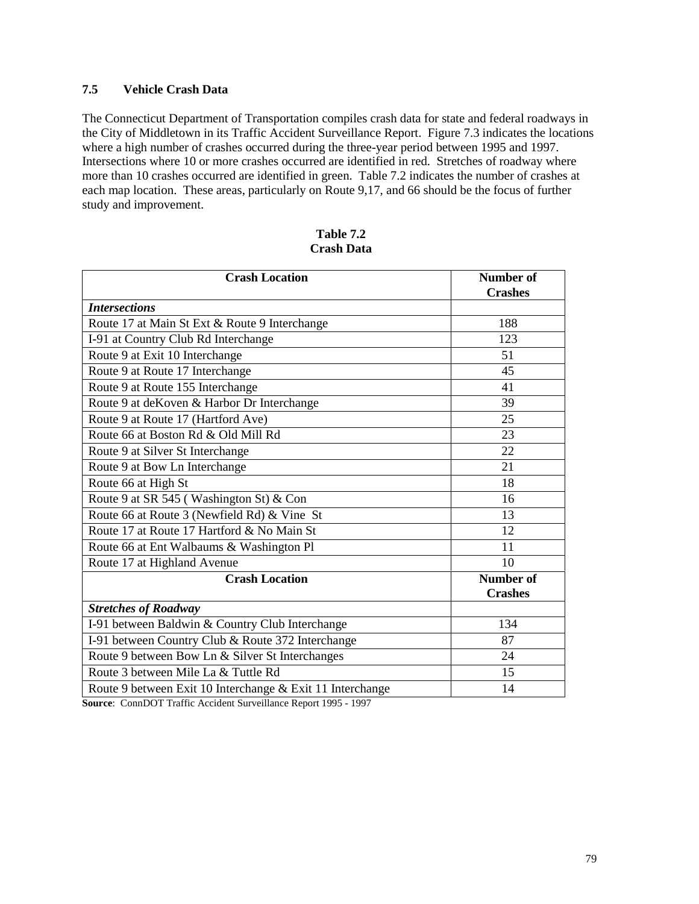### 7.5 Vehicle Crash Data

The Connecticut Department of Transportation compiles crash data for state and federal roadways in the City of Middletown in its Traffic Accident Surveillance Report. Figure 7.3 indicates the locations where a high number of crashes occurred during the three-year period between 1995 and 1997. Intersections where 10 or more crashes occurred are identified in red. Stretches of roadway where more than 10 crashes occurred are identified in green. Table 7.2 indicates the number of crashes at each map location. These areas, particularly on Route 9,17, and 66 should be the focus of further study and improvement.

**Table 7.2**
**Crash Data**

| Crash Location | Number of Crashes |
|---|---|
| ***Intersections*** | |
| Route 17 at Main St Ext & Route 9 Interchange | 188 |
| I-91 at Country Club Rd Interchange | 123 |
| Route 9 at Exit 10 Interchange | 51 |
| Route 9 at Route 17 Interchange | 45 |
| Route 9 at Route 155 Interchange | 41 |
| Route 9 at deKoven & Harbor Dr Interchange | 39 |
| Route 9 at Route 17 (Hartford Ave) | 25 |
| Route 66 at Boston Rd & Old Mill Rd | 23 |
| Route 9 at Silver St Interchange | 22 |
| Route 9 at Bow Ln Interchange | 21 |
| Route 66 at High St | 18 |
| Route 9 at SR 545 ( Washington St) & Con | 16 |
| Route 66 at Route 3 (Newfield Rd) & Vine St | 13 |
| Route 17 at Route 17 Hartford & No Main St | 12 |
| Route 66 at Ent Walbaums & Washington Pl | 11 |
| Route 17 at Highland Avenue | 10 |
| **Crash Location** | **Number of Crashes** |
| ***Stretches of Roadway*** | |
| I-91 between Baldwin & Country Club Interchange | 134 |
| I-91 between Country Club & Route 372 Interchange | 87 |
| Route 9 between Bow Ln & Silver St Interchanges | 24 |
| Route 3 between Mile La & Tuttle Rd | 15 |
| Route 9 between Exit 10 Interchange & Exit 11 Interchange | 14 |

**Source**: ConnDOT Traffic Accident Surveillance Report 1995 - 1997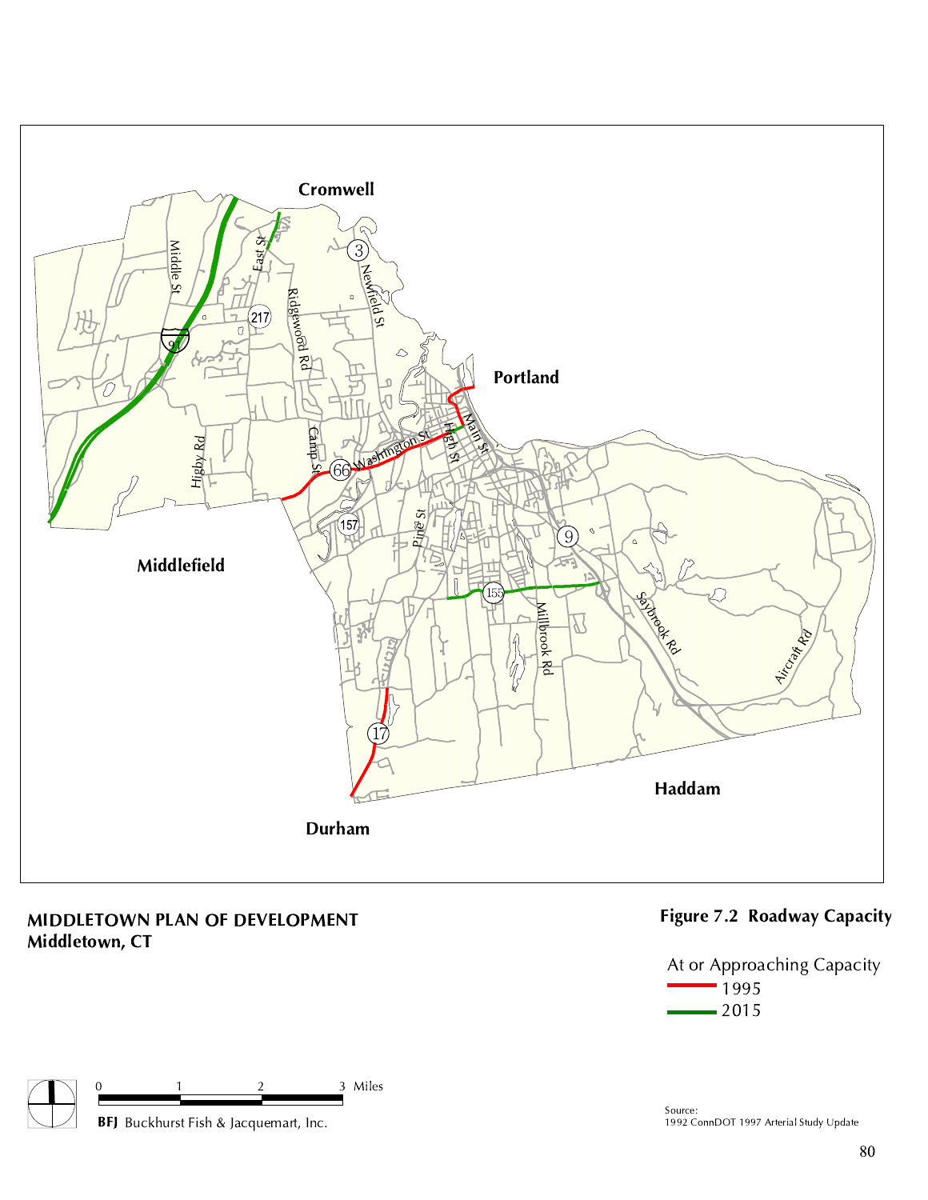**MIDDLETOWN PLAN OF DEVELOPMENT**
**Middletown, CT**

**Figure 7.2 Roadway Capacity**

At or Approaching Capacity

- 1995
- 2015

0 1 2 3 Miles

**BFJ** Buckhurst Fish & Jacquemart, Inc.

Source:
1992 ConnDOT 1997 Arterial Study Update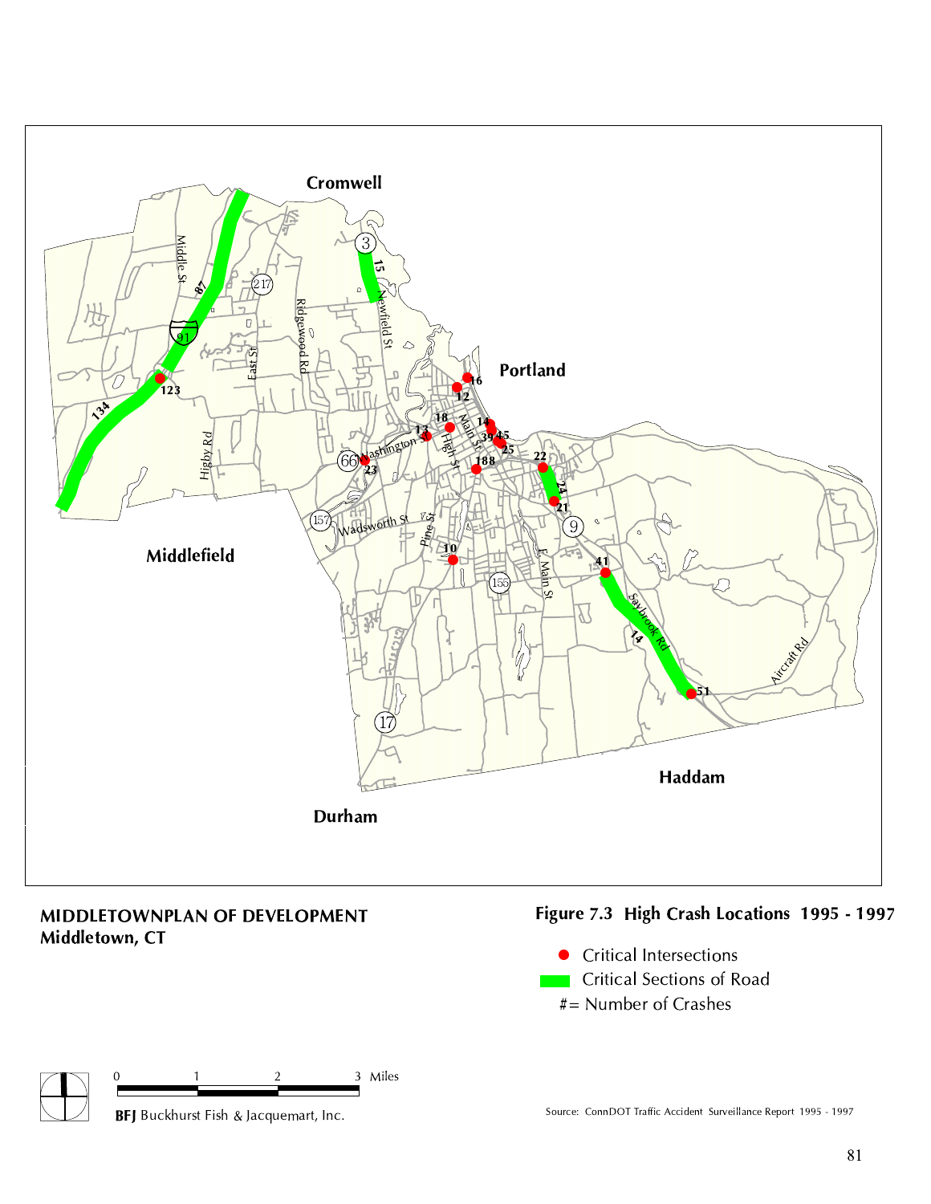**MIDDLETOWNPLAN OF DEVELOPMENT**
**Middletown, CT**

**Figure 7.3 High Crash Locations 1995 - 1997**

- ● Critical Intersections
- ▬ Critical Sections of Road
- #= Number of Crashes

0 1 2 3 Miles

BFJ Buckhurst Fish & Jacquemart, Inc.

Source: ConnDOT Traffic Accident Surveillance Report 1995 - 1997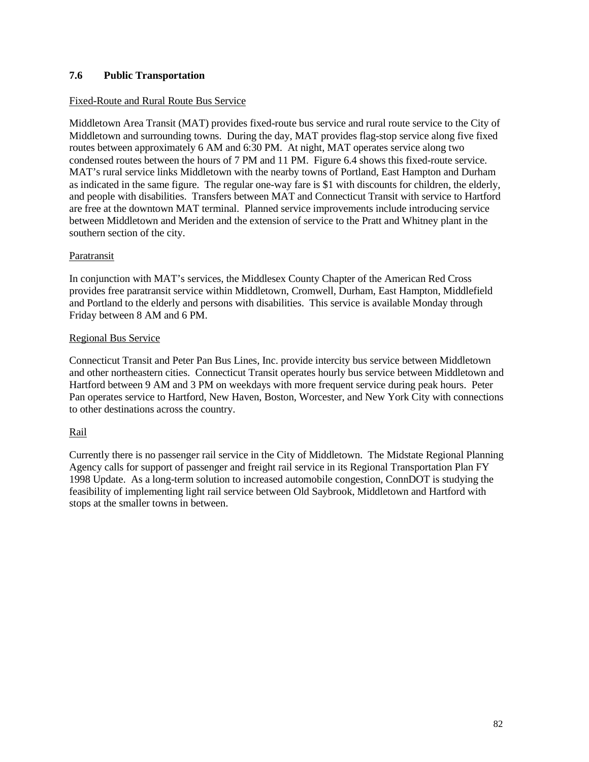## 7.6 Public Transportation

Fixed-Route and Rural Route Bus Service

Middletown Area Transit (MAT) provides fixed-route bus service and rural route service to the City of Middletown and surrounding towns. During the day, MAT provides flag-stop service along five fixed routes between approximately 6 AM and 6:30 PM. At night, MAT operates service along two condensed routes between the hours of 7 PM and 11 PM. Figure 6.4 shows this fixed-route service. MAT's rural service links Middletown with the nearby towns of Portland, East Hampton and Durham as indicated in the same figure. The regular one-way fare is $1 with discounts for children, the elderly, and people with disabilities. Transfers between MAT and Connecticut Transit with service to Hartford are free at the downtown MAT terminal. Planned service improvements include introducing service between Middletown and Meriden and the extension of service to the Pratt and Whitney plant in the southern section of the city.

Paratransit

In conjunction with MAT's services, the Middlesex County Chapter of the American Red Cross provides free paratransit service within Middletown, Cromwell, Durham, East Hampton, Middlefield and Portland to the elderly and persons with disabilities. This service is available Monday through Friday between 8 AM and 6 PM.

Regional Bus Service

Connecticut Transit and Peter Pan Bus Lines, Inc. provide intercity bus service between Middletown and other northeastern cities. Connecticut Transit operates hourly bus service between Middletown and Hartford between 9 AM and 3 PM on weekdays with more frequent service during peak hours. Peter Pan operates service to Hartford, New Haven, Boston, Worcester, and New York City with connections to other destinations across the country.

Rail

Currently there is no passenger rail service in the City of Middletown. The Midstate Regional Planning Agency calls for support of passenger and freight rail service in its Regional Transportation Plan FY 1998 Update. As a long-term solution to increased automobile congestion, ConnDOT is studying the feasibility of implementing light rail service between Old Saybrook, Middletown and Hartford with stops at the smaller towns in between.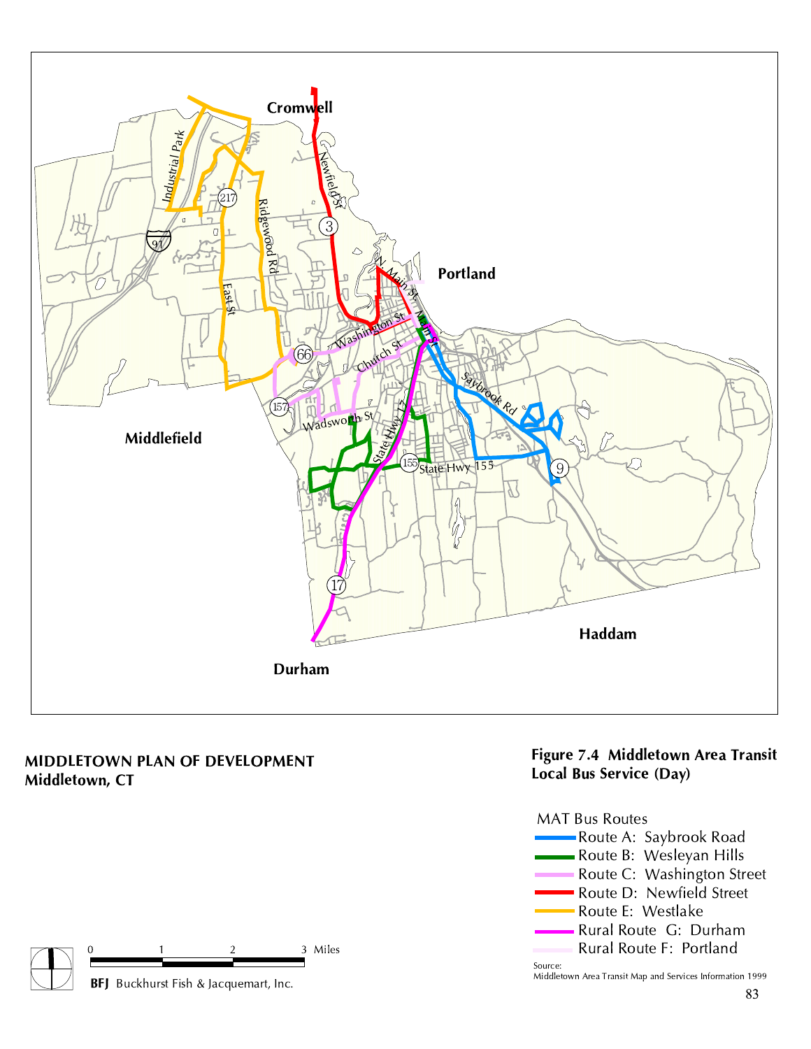**MIDDLETOWN PLAN OF DEVELOPMENT**
**Middletown, CT**

**Figure 7.4 Middletown Area Transit Local Bus Service (Day)**

MAT Bus Routes

- Route A: Saybrook Road
- Route B: Wesleyan Hills
- Route C: Washington Street
- Route D: Newfield Street
- Route E: Westlake
- Rural Route G: Durham
- Rural Route F: Portland

Source:
Middletown Area Transit Map and Services Information 1999

0 1 2 3 Miles

**BFJ** Buckhurst Fish & Jacquemart, Inc.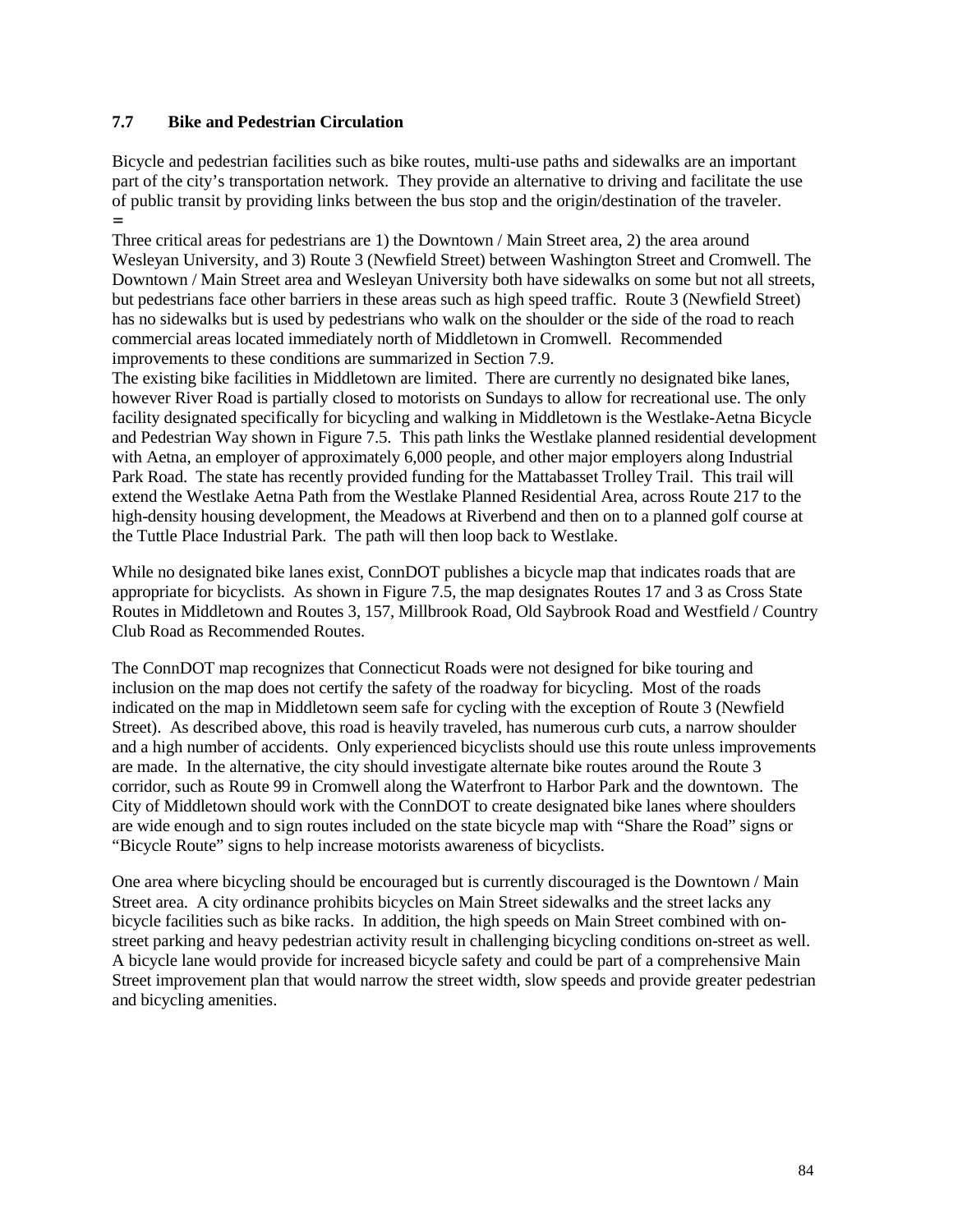### 7.7 Bike and Pedestrian Circulation

Bicycle and pedestrian facilities such as bike routes, multi-use paths and sidewalks are an important part of the city's transportation network. They provide an alternative to driving and facilitate the use of public transit by providing links between the bus stop and the origin/destination of the traveler.

Three critical areas for pedestrians are 1) the Downtown / Main Street area, 2) the area around Wesleyan University, and 3) Route 3 (Newfield Street) between Washington Street and Cromwell. The Downtown / Main Street area and Wesleyan University both have sidewalks on some but not all streets, but pedestrians face other barriers in these areas such as high speed traffic. Route 3 (Newfield Street) has no sidewalks but is used by pedestrians who walk on the shoulder or the side of the road to reach commercial areas located immediately north of Middletown in Cromwell. Recommended improvements to these conditions are summarized in Section 7.9.

The existing bike facilities in Middletown are limited. There are currently no designated bike lanes, however River Road is partially closed to motorists on Sundays to allow for recreational use. The only facility designated specifically for bicycling and walking in Middletown is the Westlake-Aetna Bicycle and Pedestrian Way shown in Figure 7.5. This path links the Westlake planned residential development with Aetna, an employer of approximately 6,000 people, and other major employers along Industrial Park Road. The state has recently provided funding for the Mattabasset Trolley Trail. This trail will extend the Westlake Aetna Path from the Westlake Planned Residential Area, across Route 217 to the high-density housing development, the Meadows at Riverbend and then on to a planned golf course at the Tuttle Place Industrial Park. The path will then loop back to Westlake.

While no designated bike lanes exist, ConnDOT publishes a bicycle map that indicates roads that are appropriate for bicyclists. As shown in Figure 7.5, the map designates Routes 17 and 3 as Cross State Routes in Middletown and Routes 3, 157, Millbrook Road, Old Saybrook Road and Westfield / Country Club Road as Recommended Routes.

The ConnDOT map recognizes that Connecticut Roads were not designed for bike touring and inclusion on the map does not certify the safety of the roadway for bicycling. Most of the roads indicated on the map in Middletown seem safe for cycling with the exception of Route 3 (Newfield Street). As described above, this road is heavily traveled, has numerous curb cuts, a narrow shoulder and a high number of accidents. Only experienced bicyclists should use this route unless improvements are made. In the alternative, the city should investigate alternate bike routes around the Route 3 corridor, such as Route 99 in Cromwell along the Waterfront to Harbor Park and the downtown. The City of Middletown should work with the ConnDOT to create designated bike lanes where shoulders are wide enough and to sign routes included on the state bicycle map with "Share the Road" signs or "Bicycle Route" signs to help increase motorists awareness of bicyclists.

One area where bicycling should be encouraged but is currently discouraged is the Downtown / Main Street area. A city ordinance prohibits bicycles on Main Street sidewalks and the street lacks any bicycle facilities such as bike racks. In addition, the high speeds on Main Street combined with on-street parking and heavy pedestrian activity result in challenging bicycling conditions on-street as well. A bicycle lane would provide for increased bicycle safety and could be part of a comprehensive Main Street improvement plan that would narrow the street width, slow speeds and provide greater pedestrian and bicycling amenities.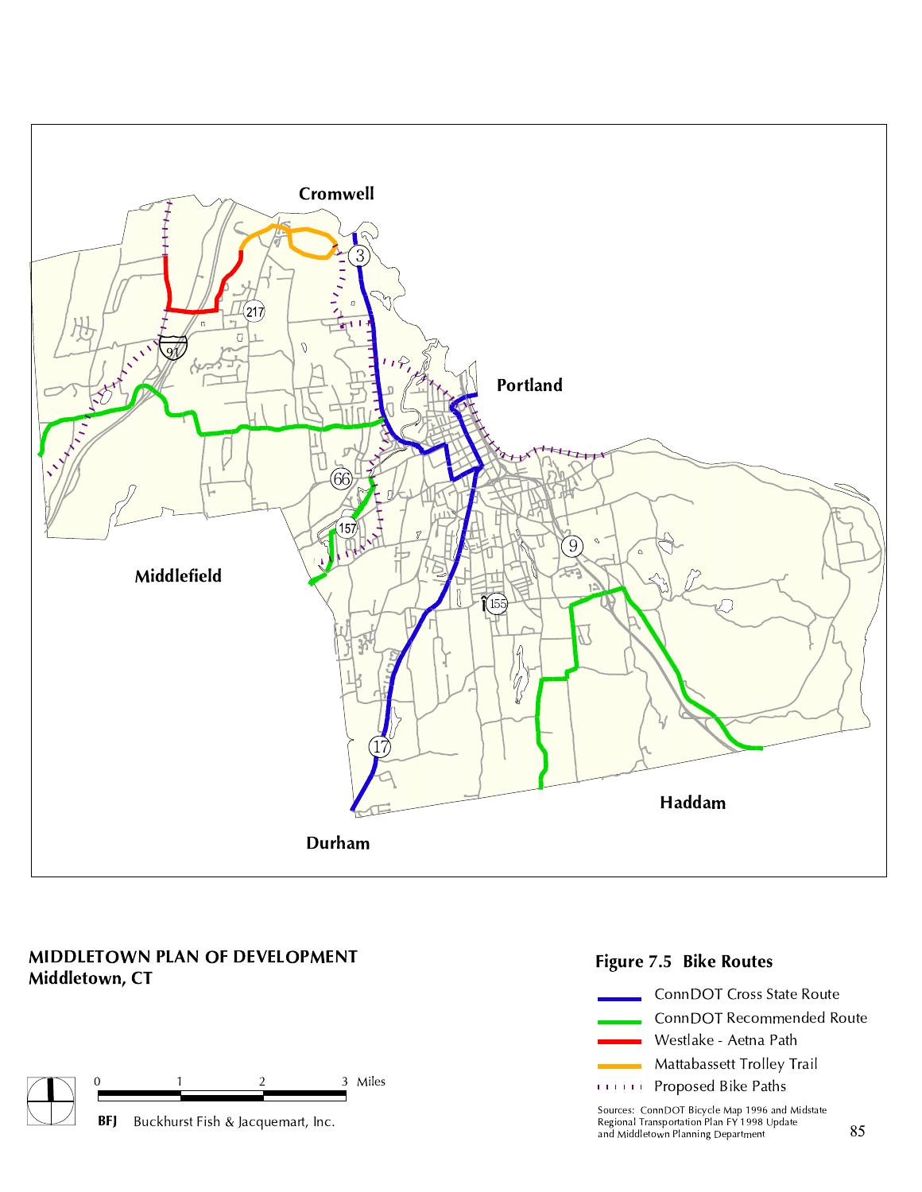Cromwell

Portland

Middlefield

Haddam

Durham

**MIDDLETOWN PLAN OF DEVELOPMENT**
**Middletown, CT**

0 1 2 3 Miles

BFJ Buckhurst Fish & Jacquemart, Inc.

## Figure 7.5 Bike Routes

- ConnDOT Cross State Route
- ConnDOT Recommended Route
- Westlake - Aetna Path
- Mattabassett Trolley Trail
- Proposed Bike Paths

Sources: ConnDOT Bicycle Map 1996 and Midstate Regional Transportation Plan FY 1998 Update and Middletown Planning Department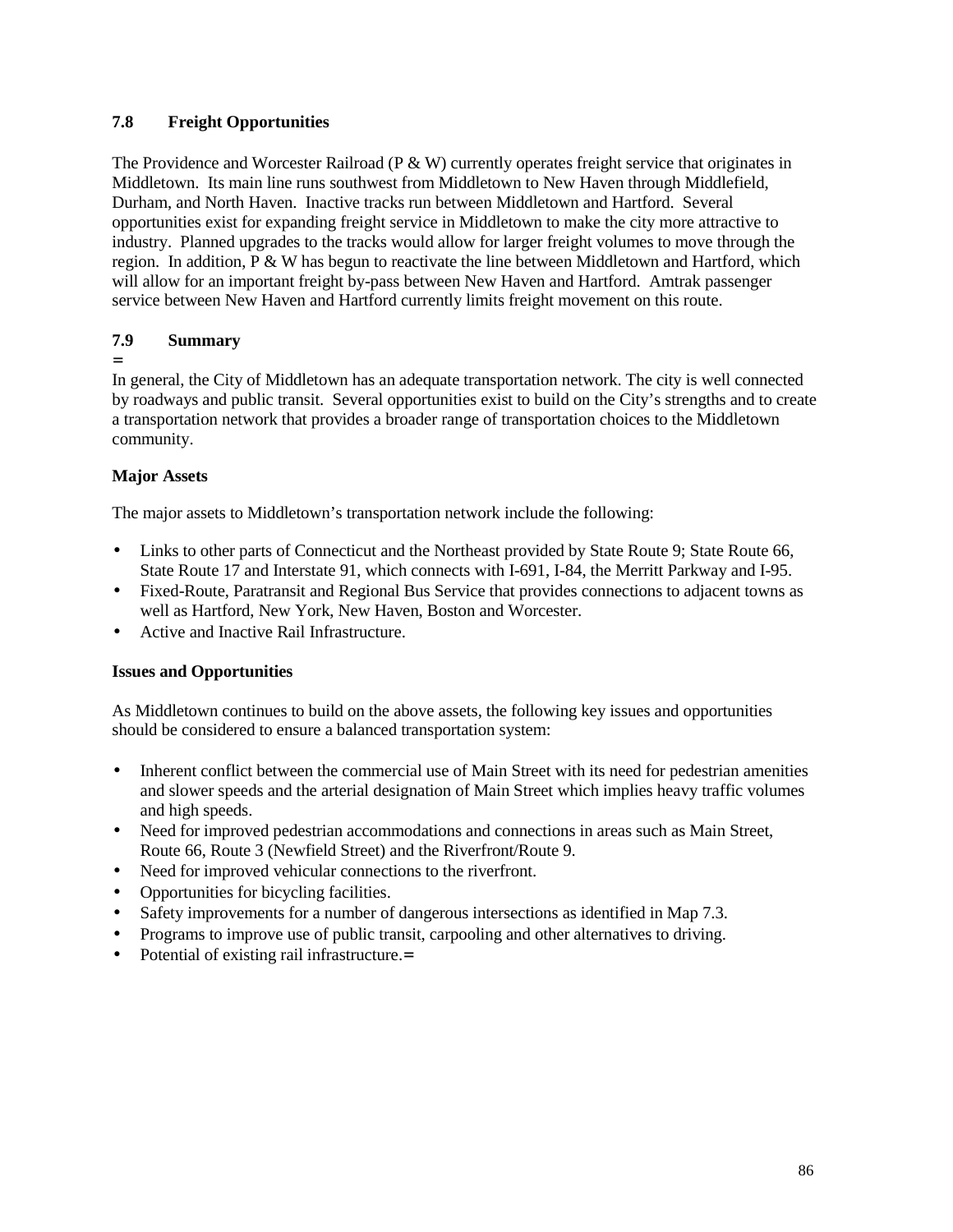## 7.8 Freight Opportunities

The Providence and Worcester Railroad (P & W) currently operates freight service that originates in Middletown. Its main line runs southwest from Middletown to New Haven through Middlefield, Durham, and North Haven. Inactive tracks run between Middletown and Hartford. Several opportunities exist for expanding freight service in Middletown to make the city more attractive to industry. Planned upgrades to the tracks would allow for larger freight volumes to move through the region. In addition, P & W has begun to reactivate the line between Middletown and Hartford, which will allow for an important freight by-pass between New Haven and Hartford. Amtrak passenger service between New Haven and Hartford currently limits freight movement on this route.

## 7.9 Summary

In general, the City of Middletown has an adequate transportation network. The city is well connected by roadways and public transit. Several opportunities exist to build on the City's strengths and to create a transportation network that provides a broader range of transportation choices to the Middletown community.

**Major Assets**

The major assets to Middletown's transportation network include the following:

- Links to other parts of Connecticut and the Northeast provided by State Route 9; State Route 66, State Route 17 and Interstate 91, which connects with I-691, I-84, the Merritt Parkway and I-95.
- Fixed-Route, Paratransit and Regional Bus Service that provides connections to adjacent towns as well as Hartford, New York, New Haven, Boston and Worcester.
- Active and Inactive Rail Infrastructure.

**Issues and Opportunities**

As Middletown continues to build on the above assets, the following key issues and opportunities should be considered to ensure a balanced transportation system:

- Inherent conflict between the commercial use of Main Street with its need for pedestrian amenities and slower speeds and the arterial designation of Main Street which implies heavy traffic volumes and high speeds.
- Need for improved pedestrian accommodations and connections in areas such as Main Street, Route 66, Route 3 (Newfield Street) and the Riverfront/Route 9.
- Need for improved vehicular connections to the riverfront.
- Opportunities for bicycling facilities.
- Safety improvements for a number of dangerous intersections as identified in Map 7.3.
- Programs to improve use of public transit, carpooling and other alternatives to driving.
- Potential of existing rail infrastructure.